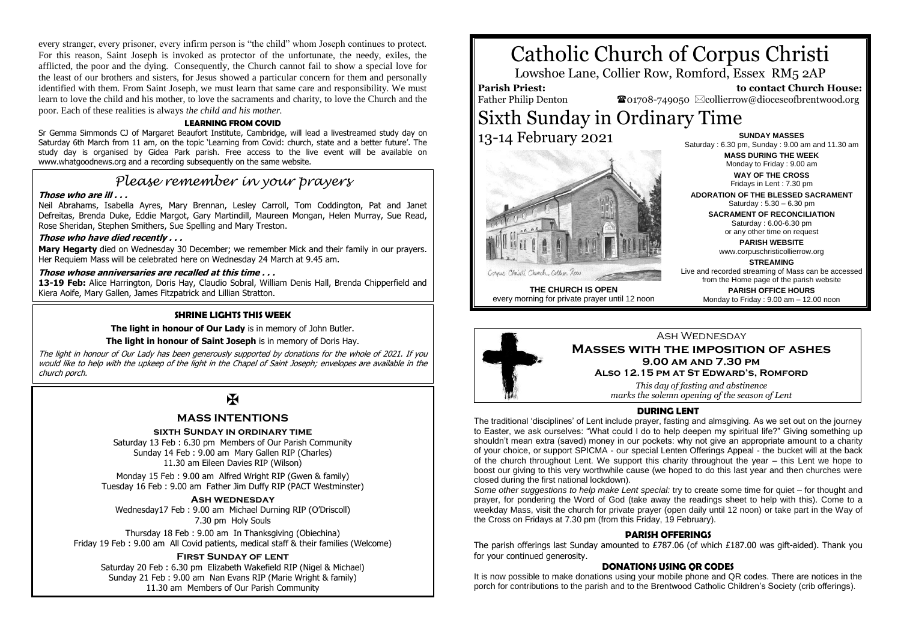every stranger, every prisoner, every infirm person is "the child" whom Joseph continues to protect. For this reason, Saint Joseph is invoked as protector of the unfortunate, the needy, exiles, the afflicted, the poor and the dying. Consequently, the Church cannot fail to show a special love for the least of our brothers and sisters, for Jesus showed a particular concern for them and personally identified with them. From Saint Joseph, we must learn that same care and responsibility. We must learn to love the child and his mother, to love the sacraments and charity, to love the Church and the poor. Each of these realities is always *the child and his mother*.

### LEARNING FROM COVID

Sr Gemma Simmonds CJ of Margaret Beaufort Institute, Cambridge, will lead a livestreamed study day on Saturday 6th March from 11 am, on the topic 'Learning from Covid: church, state and a better future'. The study day is organised by Gidea Park parish. Free access to the live event will be available on www.whatgoodnews.org and a recording subsequently on the same website.

## *Please remember in your prayers*

***Those who are ill . . .***

Neil Abrahams, Isabella Ayres, Mary Brennan, Lesley Carroll, Tom Coddington, Pat and Janet Defreitas, Brenda Duke, Eddie Margot, Gary Martindill, Maureen Mongan, Helen Murray, Sue Read, Rose Sheridan, Stephen Smithers, Sue Spelling and Mary Treston.

***Those who have died recently . . .***

**Mary Hegarty** died on Wednesday 30 December; we remember Mick and their family in our prayers. Her Requiem Mass will be celebrated here on Wednesday 24 March at 9.45 am.

***Those whose anniversaries are recalled at this time . . .***

**13-19 Feb:** Alice Harrington, Doris Hay, Claudio Sobral, William Denis Hall, Brenda Chipperfield and Kiera Aoife, Mary Gallen, James Fitzpatrick and Lillian Stratton.

### SHRINE LIGHTS THIS WEEK

**The light in honour of Our Lady** is in memory of John Butler.

**The light in honour of Saint Joseph** is in memory of Doris Hay.

*The light in honour of Our Lady has been generously supported by donations for the whole of 2021. If you would like to help with the upkeep of the light in the Chapel of Saint Joseph; envelopes are available in the church porch.*

✠

### MASS INTENTIONS

**SIXTH SUNDAY IN ORDINARY TIME**

Saturday 13 Feb : 6.30 pm Members of Our Parish Community
Sunday 14 Feb : 9.00 am Mary Gallen RIP (Charles)
11.30 am Eileen Davies RIP (Wilson)

Monday 15 Feb : 9.00 am Alfred Wright RIP (Gwen & family)
Tuesday 16 Feb : 9.00 am Father Jim Duffy RIP (PACT Westminster)

**ASH WEDNESDAY**

Wednesday17 Feb : 9.00 am Michael Durning RIP (O'Driscoll)
7.30 pm Holy Souls

Thursday 18 Feb : 9.00 am In Thanksgiving (Obiechina)
Friday 19 Feb : 9.00 am All Covid patients, medical staff & their families (Welcome)

**FIRST SUNDAY OF LENT**

Saturday 20 Feb : 6.30 pm Elizabeth Wakefield RIP (Nigel & Michael)
Sunday 21 Feb : 9.00 am Nan Evans RIP (Marie Wright & family)
11.30 am Members of Our Parish Community

# Catholic Church of Corpus Christi

Lowshoe Lane, Collier Row, Romford, Essex RM5 2AP

**Parish Priest:** Father Philip Denton

**to contact Church House:** ☎01708-749050 ✉collierrow@dioceseofbrentwood.org

## Sixth Sunday in Ordinary Time

13-14 February 2021

Corpus Christi Church, Collier Row

**THE CHURCH IS OPEN**
every morning for private prayer until 12 noon

**SUNDAY MASSES**
Saturday : 6.30 pm, Sunday : 9.00 am and 11.30 am

**MASS DURING THE WEEK**
Monday to Friday : 9.00 am

**WAY OF THE CROSS**
Fridays in Lent : 7.30 pm

**ADORATION OF THE BLESSED SACRAMENT**
Saturday : 5.30 – 6.30 pm

**SACRAMENT OF RECONCILIATION**
Saturday : 6.00-6.30 pm
or any other time on request

**PARISH WEBSITE**
www.corpuschristicollierrow.org

**STREAMING**
Live and recorded streaming of Mass can be accessed from the Home page of the parish website

**PARISH OFFICE HOURS**
Monday to Friday : 9.00 am – 12.00 noon

### ASH WEDNESDAY

**MASSES WITH THE IMPOSITION OF ASHES**
**9.00 AM AND 7.30 PM**
**ALSO 12.15 PM AT ST EDWARD'S, ROMFORD**

*This day of fasting and abstinence marks the solemn opening of the season of Lent*

### DURING LENT

The traditional 'disciplines' of Lent include prayer, fasting and almsgiving. As we set out on the journey to Easter, we ask ourselves: "What could I do to help deepen my spiritual life?" Giving something up shouldn't mean extra (saved) money in our pockets: why not give an appropriate amount to a charity of your choice, or support SPICMA - our special Lenten Offerings Appeal - the bucket will at the back of the church throughout Lent. We support this charity throughout the year – this Lent we hope to boost our giving to this very worthwhile cause (we hoped to do this last year and then churches were closed during the first national lockdown).

*Some other suggestions to help make Lent special:* try to create some time for quiet – for thought and prayer, for pondering the Word of God (take away the readings sheet to help with this). Come to a weekday Mass, visit the church for private prayer (open daily until 12 noon) or take part in the Way of the Cross on Fridays at 7.30 pm (from this Friday, 19 February).

### PARISH OFFERINGS

The parish offerings last Sunday amounted to £787.06 (of which £187.00 was gift-aided). Thank you for your continued generosity.

### DONATIONS USING QR CODES

It is now possible to make donations using your mobile phone and QR codes. There are notices in the porch for contributions to the parish and to the Brentwood Catholic Children's Society (crib offerings).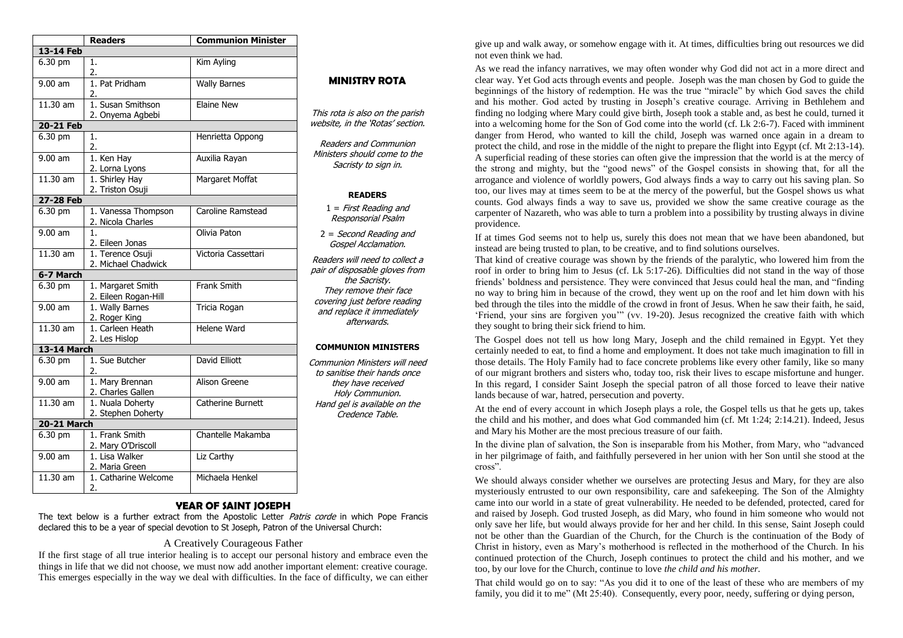| | Readers | Communion Minister |
|---|---|---|
| **13-14 Feb** | | |
| 6.30 pm | 1.<br>2. | Kim Ayling |
| 9.00 am | 1. Pat Pridham<br>2. | Wally Barnes |
| 11.30 am | 1. Susan Smithson<br>2. Onyema Agbebi | Elaine New |
| **20-21 Feb** | | |
| 6.30 pm | 1.<br>2. | Henrietta Oppong |
| 9.00 am | 1. Ken Hay<br>2. Lorna Lyons | Auxilia Rayan |
| 11.30 am | 1. Shirley Hay<br>2. Triston Osuji | Margaret Moffat |
| **27-28 Feb** | | |
| 6.30 pm | 1. Vanessa Thompson<br>2. Nicola Charles | Caroline Ramstead |
| 9.00 am | 1.<br>2. Eileen Jonas | Olivia Paton |
| 11.30 am | 1. Terence Osuji<br>2. Michael Chadwick | Victoria Cassettari |
| **6-7 March** | | |
| 6.30 pm | 1. Margaret Smith<br>2. Eileen Rogan-Hill | Frank Smith |
| 9.00 am | 1. Wally Barnes<br>2. Roger King | Tricia Rogan |
| 11.30 am | 1. Carleen Heath<br>2. Les Hislop | Helene Ward |
| **13-14 March** | | |
| 6.30 pm | 1. Sue Butcher<br>2. | David Elliott |
| 9.00 am | 1. Mary Brennan<br>2. Charles Gallen | Alison Greene |
| 11.30 am | 1. Nuala Doherty<br>2. Stephen Doherty | Catherine Burnett |
| **20-21 March** | | |
| 6.30 pm | 1. Frank Smith<br>2. Mary O'Driscoll | Chantelle Makamba |
| 9.00 am | 1. Lisa Walker<br>2. Maria Green | Liz Carthy |
| 11.30 am | 1. Catharine Welcome<br>2. | Michaela Henkel |

## MINISTRY ROTA

*This rota is also on the parish website, in the 'Rotas' section.*

*Readers and Communion Ministers should come to the Sacristy to sign in.*

**READERS**

1 = *First Reading and Responsorial Psalm*

2 = *Second Reading and Gospel Acclamation.*

*Readers will need to collect a pair of disposable gloves from the Sacristy. They remove their face covering just before reading and replace it immediately afterwards.*

**COMMUNION MINISTERS**

*Communion Ministers will need to sanitise their hands once they have received Holy Communion. Hand gel is available on the Credence Table.*

## YEAR OF SAINT JOSEPH

The text below is a further extract from the Apostolic Letter *Patris corde* in which Pope Francis declared this to be a year of special devotion to St Joseph, Patron of the Universal Church:

### A Creatively Courageous Father

If the first stage of all true interior healing is to accept our personal history and embrace even the things in life that we did not choose, we must now add another important element: creative courage. This emerges especially in the way we deal with difficulties. In the face of difficulty, we can either give up and walk away, or somehow engage with it. At times, difficulties bring out resources we did not even think we had.

As we read the infancy narratives, we may often wonder why God did not act in a more direct and clear way. Yet God acts through events and people. Joseph was the man chosen by God to guide the beginnings of the history of redemption. He was the true "miracle" by which God saves the child and his mother. God acted by trusting in Joseph's creative courage. Arriving in Bethlehem and finding no lodging where Mary could give birth, Joseph took a stable and, as best he could, turned it into a welcoming home for the Son of God come into the world (cf. Lk 2:6-7). Faced with imminent danger from Herod, who wanted to kill the child, Joseph was warned once again in a dream to protect the child, and rose in the middle of the night to prepare the flight into Egypt (cf. Mt 2:13-14). A superficial reading of these stories can often give the impression that the world is at the mercy of the strong and mighty, but the "good news" of the Gospel consists in showing that, for all the arrogance and violence of worldly powers, God always finds a way to carry out his saving plan. So too, our lives may at times seem to be at the mercy of the powerful, but the Gospel shows us what counts. God always finds a way to save us, provided we show the same creative courage as the carpenter of Nazareth, who was able to turn a problem into a possibility by trusting always in divine providence.

If at times God seems not to help us, surely this does not mean that we have been abandoned, but instead are being trusted to plan, to be creative, and to find solutions ourselves.

That kind of creative courage was shown by the friends of the paralytic, who lowered him from the roof in order to bring him to Jesus (cf. Lk 5:17-26). Difficulties did not stand in the way of those friends' boldness and persistence. They were convinced that Jesus could heal the man, and "finding no way to bring him in because of the crowd, they went up on the roof and let him down with his bed through the tiles into the middle of the crowd in front of Jesus. When he saw their faith, he said, 'Friend, your sins are forgiven you'" (vv. 19-20). Jesus recognized the creative faith with which they sought to bring their sick friend to him.

The Gospel does not tell us how long Mary, Joseph and the child remained in Egypt. Yet they certainly needed to eat, to find a home and employment. It does not take much imagination to fill in those details. The Holy Family had to face concrete problems like every other family, like so many of our migrant brothers and sisters who, today too, risk their lives to escape misfortune and hunger. In this regard, I consider Saint Joseph the special patron of all those forced to leave their native lands because of war, hatred, persecution and poverty.

At the end of every account in which Joseph plays a role, the Gospel tells us that he gets up, takes the child and his mother, and does what God commanded him (cf. Mt 1:24; 2:14.21). Indeed, Jesus and Mary his Mother are the most precious treasure of our faith.

In the divine plan of salvation, the Son is inseparable from his Mother, from Mary, who "advanced in her pilgrimage of faith, and faithfully persevered in her union with her Son until she stood at the cross".

We should always consider whether we ourselves are protecting Jesus and Mary, for they are also mysteriously entrusted to our own responsibility, care and safekeeping. The Son of the Almighty came into our world in a state of great vulnerability. He needed to be defended, protected, cared for and raised by Joseph. God trusted Joseph, as did Mary, who found in him someone who would not only save her life, but would always provide for her and her child. In this sense, Saint Joseph could not be other than the Guardian of the Church, for the Church is the continuation of the Body of Christ in history, even as Mary's motherhood is reflected in the motherhood of the Church. In his continued protection of the Church, Joseph continues to protect the child and his mother, and we too, by our love for the Church, continue to love *the child and his mother*.

That child would go on to say: "As you did it to one of the least of these who are members of my family, you did it to me" (Mt 25:40). Consequently, every poor, needy, suffering or dying person,